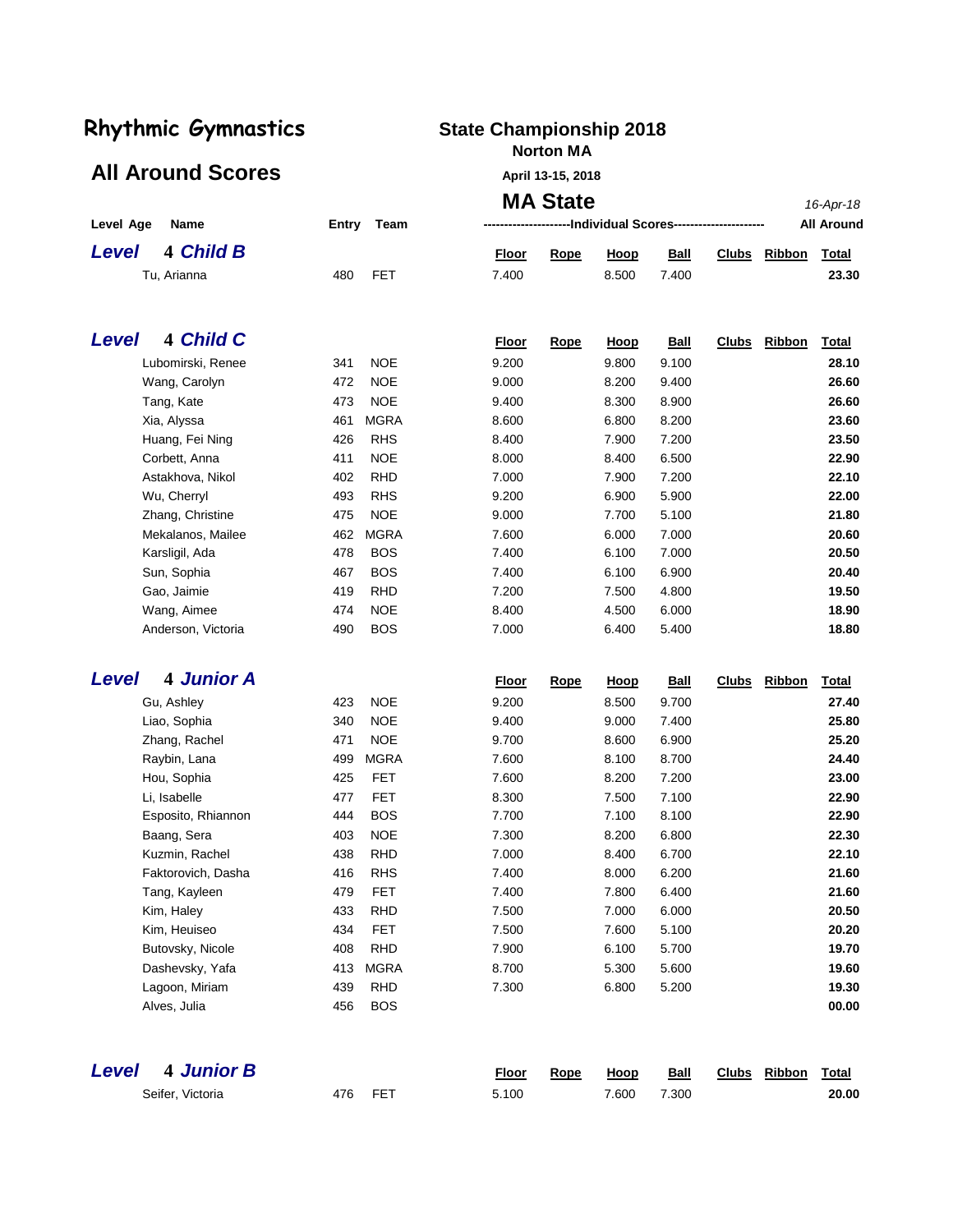# Rhythmic Gymnastics

## All Around Scores

**State Championship 2018**
**Norton MA**
**April 13-15, 2018**

## MA State

*16-Apr-18*

| Level Age | Name | Entry | Team | Floor | Rope | Hoop | Ball | Clubs | Ribbon | Total |
|---|---|---|---|---|---|---|---|---|---|---|
| ***Level 4 Child B*** | | | | | | | | | | |
| | Tu, Arianna | 480 | FET | 7.400 | | 8.500 | 7.400 | | | **23.30** |
| ***Level 4 Child C*** | | | | | | | | | | |
| | Lubomirski, Renee | 341 | NOE | 9.200 | | 9.800 | 9.100 | | | **28.10** |
| | Wang, Carolyn | 472 | NOE | 9.000 | | 8.200 | 9.400 | | | **26.60** |
| | Tang, Kate | 473 | NOE | 9.400 | | 8.300 | 8.900 | | | **26.60** |
| | Xia, Alyssa | 461 | MGRA | 8.600 | | 6.800 | 8.200 | | | **23.60** |
| | Huang, Fei Ning | 426 | RHS | 8.400 | | 7.900 | 7.200 | | | **23.50** |
| | Corbett, Anna | 411 | NOE | 8.000 | | 8.400 | 6.500 | | | **22.90** |
| | Astakhova, Nikol | 402 | RHD | 7.000 | | 7.900 | 7.200 | | | **22.10** |
| | Wu, Cherryl | 493 | RHS | 9.200 | | 6.900 | 5.900 | | | **22.00** |
| | Zhang, Christine | 475 | NOE | 9.000 | | 7.700 | 5.100 | | | **21.80** |
| | Mekalanos, Mailee | 462 | MGRA | 7.600 | | 6.000 | 7.000 | | | **20.60** |
| | Karsligil, Ada | 478 | BOS | 7.400 | | 6.100 | 7.000 | | | **20.50** |
| | Sun, Sophia | 467 | BOS | 7.400 | | 6.100 | 6.900 | | | **20.40** |
| | Gao, Jaimie | 419 | RHD | 7.200 | | 7.500 | 4.800 | | | **19.50** |
| | Wang, Aimee | 474 | NOE | 8.400 | | 4.500 | 6.000 | | | **18.90** |
| | Anderson, Victoria | 490 | BOS | 7.000 | | 6.400 | 5.400 | | | **18.80** |
| ***Level 4 Junior A*** | | | | | | | | | | |
| | Gu, Ashley | 423 | NOE | 9.200 | | 8.500 | 9.700 | | | **27.40** |
| | Liao, Sophia | 340 | NOE | 9.400 | | 9.000 | 7.400 | | | **25.80** |
| | Zhang, Rachel | 471 | NOE | 9.700 | | 8.600 | 6.900 | | | **25.20** |
| | Raybin, Lana | 499 | MGRA | 7.600 | | 8.100 | 8.700 | | | **24.40** |
| | Hou, Sophia | 425 | FET | 7.600 | | 8.200 | 7.200 | | | **23.00** |
| | Li, Isabelle | 477 | FET | 8.300 | | 7.500 | 7.100 | | | **22.90** |
| | Esposito, Rhiannon | 444 | BOS | 7.700 | | 7.100 | 8.100 | | | **22.90** |
| | Baang, Sera | 403 | NOE | 7.300 | | 8.200 | 6.800 | | | **22.30** |
| | Kuzmin, Rachel | 438 | RHD | 7.000 | | 8.400 | 6.700 | | | **22.10** |
| | Faktorovich, Dasha | 416 | RHS | 7.400 | | 8.000 | 6.200 | | | **21.60** |
| | Tang, Kayleen | 479 | FET | 7.400 | | 7.800 | 6.400 | | | **21.60** |
| | Kim, Haley | 433 | RHD | 7.500 | | 7.000 | 6.000 | | | **20.50** |
| | Kim, Heuiseo | 434 | FET | 7.500 | | 7.600 | 5.100 | | | **20.20** |
| | Butovsky, Nicole | 408 | RHD | 7.900 | | 6.100 | 5.700 | | | **19.70** |
| | Dashevsky, Yafa | 413 | MGRA | 8.700 | | 5.300 | 5.600 | | | **19.60** |
| | Lagoon, Miriam | 439 | RHD | 7.300 | | 6.800 | 5.200 | | | **19.30** |
| | Alves, Julia | 456 | BOS | | | | | | | **00.00** |
| ***Level 4 Junior B*** | | | | | | | | | | |
| | Seifer, Victoria | 476 | FET | 5.100 | | 7.600 | 7.300 | | | **20.00** |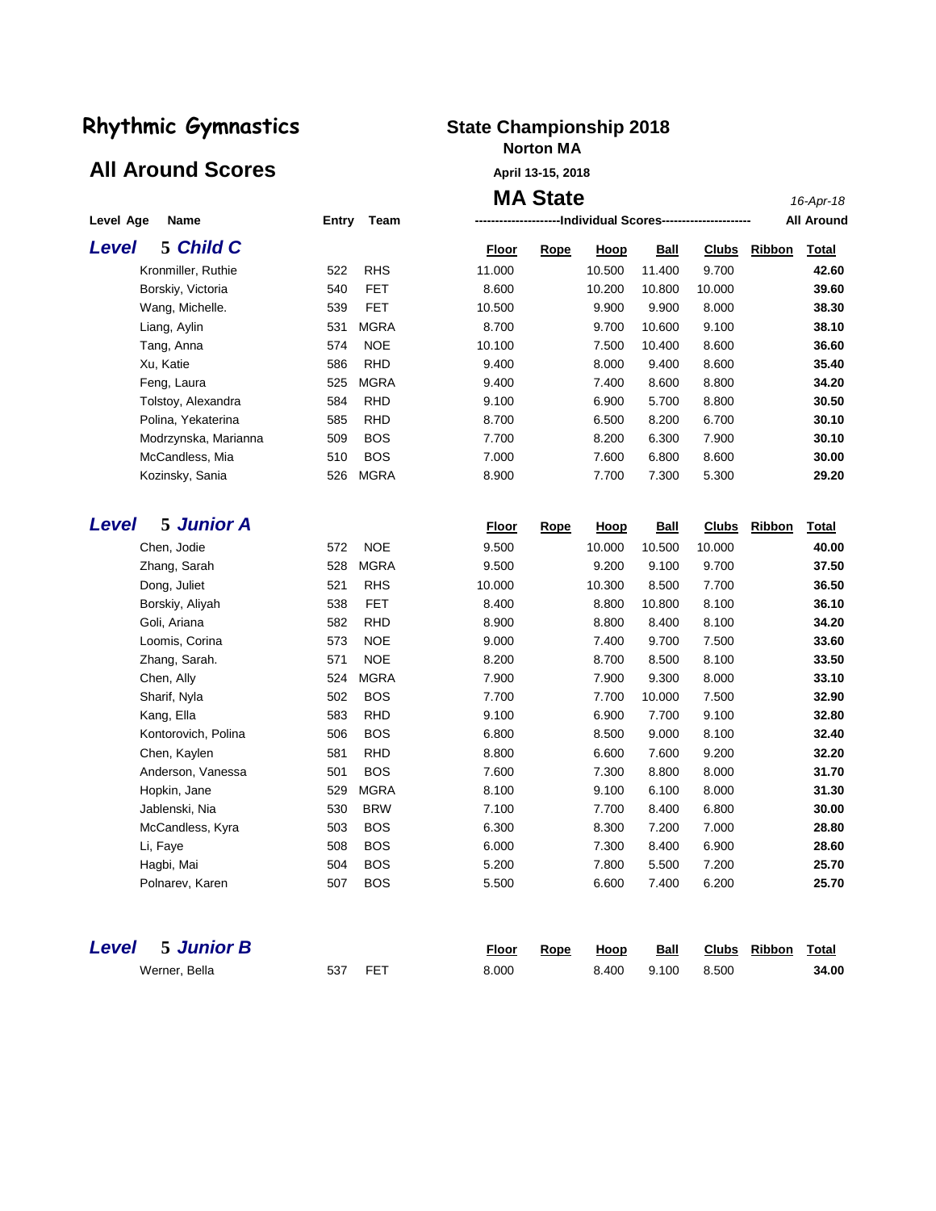# Rhythmic Gymnastics

## All Around Scores

**State Championship 2018**
**Norton MA**
**April 13-15, 2018**

## MA State

*16-Apr-18*

### *Level 5 Child C*

| Name | Entry | Team | Floor | Rope | Hoop | Ball | Clubs | Ribbon | Total |
|---|---|---|---|---|---|---|---|---|---|
| Kronmiller, Ruthie | 522 | RHS | 11.000 | | 10.500 | 11.400 | 9.700 | | **42.60** |
| Borskiy, Victoria | 540 | FET | 8.600 | | 10.200 | 10.800 | 10.000 | | **39.60** |
| Wang, Michelle. | 539 | FET | 10.500 | | 9.900 | 9.900 | 8.000 | | **38.30** |
| Liang, Aylin | 531 | MGRA | 8.700 | | 9.700 | 10.600 | 9.100 | | **38.10** |
| Tang, Anna | 574 | NOE | 10.100 | | 7.500 | 10.400 | 8.600 | | **36.60** |
| Xu, Katie | 586 | RHD | 9.400 | | 8.000 | 9.400 | 8.600 | | **35.40** |
| Feng, Laura | 525 | MGRA | 9.400 | | 7.400 | 8.600 | 8.800 | | **34.20** |
| Tolstoy, Alexandra | 584 | RHD | 9.100 | | 6.900 | 5.700 | 8.800 | | **30.50** |
| Polina, Yekaterina | 585 | RHD | 8.700 | | 6.500 | 8.200 | 6.700 | | **30.10** |
| Modrzynska, Marianna | 509 | BOS | 7.700 | | 8.200 | 6.300 | 7.900 | | **30.10** |
| McCandless, Mia | 510 | BOS | 7.000 | | 7.600 | 6.800 | 8.600 | | **30.00** |
| Kozinsky, Sania | 526 | MGRA | 8.900 | | 7.700 | 7.300 | 5.300 | | **29.20** |

### *Level 5 Junior A*

| Name | Entry | Team | Floor | Rope | Hoop | Ball | Clubs | Ribbon | Total |
|---|---|---|---|---|---|---|---|---|---|
| Chen, Jodie | 572 | NOE | 9.500 | | 10.000 | 10.500 | 10.000 | | **40.00** |
| Zhang, Sarah | 528 | MGRA | 9.500 | | 9.200 | 9.100 | 9.700 | | **37.50** |
| Dong, Juliet | 521 | RHS | 10.000 | | 10.300 | 8.500 | 7.700 | | **36.50** |
| Borskiy, Aliyah | 538 | FET | 8.400 | | 8.800 | 10.800 | 8.100 | | **36.10** |
| Goli, Ariana | 582 | RHD | 8.900 | | 8.800 | 8.400 | 8.100 | | **34.20** |
| Loomis, Corina | 573 | NOE | 9.000 | | 7.400 | 9.700 | 7.500 | | **33.60** |
| Zhang, Sarah. | 571 | NOE | 8.200 | | 8.700 | 8.500 | 8.100 | | **33.50** |
| Chen, Ally | 524 | MGRA | 7.900 | | 7.900 | 9.300 | 8.000 | | **33.10** |
| Sharif, Nyla | 502 | BOS | 7.700 | | 7.700 | 10.000 | 7.500 | | **32.90** |
| Kang, Ella | 583 | RHD | 9.100 | | 6.900 | 7.700 | 9.100 | | **32.80** |
| Kontorovich, Polina | 506 | BOS | 6.800 | | 8.500 | 9.000 | 8.100 | | **32.40** |
| Chen, Kaylen | 581 | RHD | 8.800 | | 6.600 | 7.600 | 9.200 | | **32.20** |
| Anderson, Vanessa | 501 | BOS | 7.600 | | 7.300 | 8.800 | 8.000 | | **31.70** |
| Hopkin, Jane | 529 | MGRA | 8.100 | | 9.100 | 6.100 | 8.000 | | **31.30** |
| Jablenski, Nia | 530 | BRW | 7.100 | | 7.700 | 8.400 | 6.800 | | **30.00** |
| McCandless, Kyra | 503 | BOS | 6.300 | | 8.300 | 7.200 | 7.000 | | **28.80** |
| Li, Faye | 508 | BOS | 6.000 | | 7.300 | 8.400 | 6.900 | | **28.60** |
| Hagbi, Mai | 504 | BOS | 5.200 | | 7.800 | 5.500 | 7.200 | | **25.70** |
| Polnarev, Karen | 507 | BOS | 5.500 | | 6.600 | 7.400 | 6.200 | | **25.70** |

### *Level 5 Junior B*

| Name | Entry | Team | Floor | Rope | Hoop | Ball | Clubs | Ribbon | Total |
|---|---|---|---|---|---|---|---|---|---|
| Werner, Bella | 537 | FET | 8.000 | | 8.400 | 9.100 | 8.500 | | **34.00** |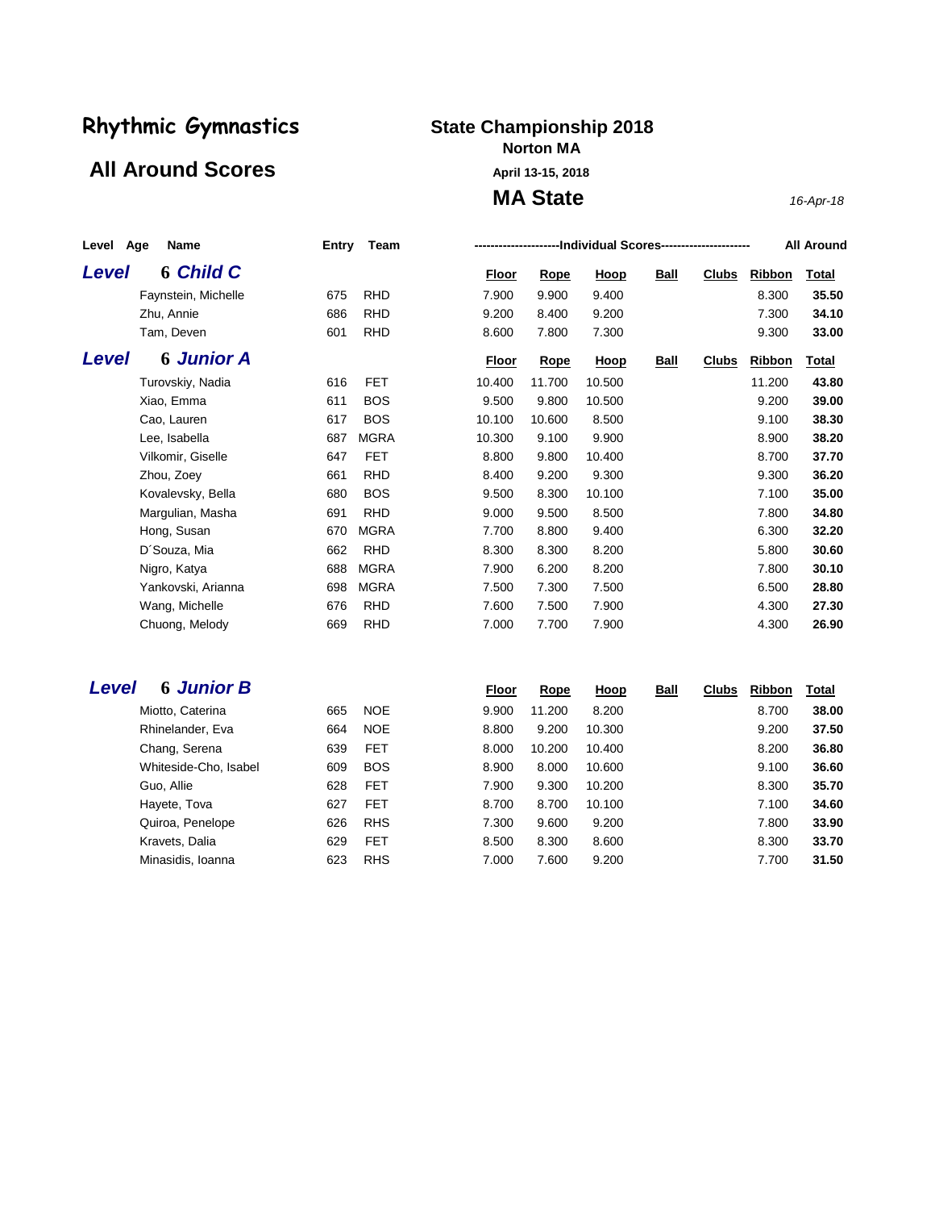# Rhythmic Gymnastics

## All Around Scores

## State Championship 2018

**Norton MA**

**April 13-15, 2018**

## MA State

*16-Apr-18*

| Level | Age | Name | Entry | Team | Floor | Rope | Hoop | Ball | Clubs | Ribbon | All Around Total |
|---|---|---|---|---|---|---|---|---|---|---|---|
| ***Level*** | **6** ***Child C*** | | | | **Floor** | **Rope** | **Hoop** | **Ball** | **Clubs** | **Ribbon** | **Total** |
| | | Faynstein, Michelle | 675 | RHD | 7.900 | 9.900 | 9.400 | | | 8.300 | **35.50** |
| | | Zhu, Annie | 686 | RHD | 9.200 | 8.400 | 9.200 | | | 7.300 | **34.10** |
| | | Tam, Deven | 601 | RHD | 8.600 | 7.800 | 7.300 | | | 9.300 | **33.00** |
| ***Level*** | **6** ***Junior A*** | | | | **Floor** | **Rope** | **Hoop** | **Ball** | **Clubs** | **Ribbon** | **Total** |
| | | Turovskiy, Nadia | 616 | FET | 10.400 | 11.700 | 10.500 | | | 11.200 | **43.80** |
| | | Xiao, Emma | 611 | BOS | 9.500 | 9.800 | 10.500 | | | 9.200 | **39.00** |
| | | Cao, Lauren | 617 | BOS | 10.100 | 10.600 | 8.500 | | | 9.100 | **38.30** |
| | | Lee, Isabella | 687 | MGRA | 10.300 | 9.100 | 9.900 | | | 8.900 | **38.20** |
| | | Vilkomir, Giselle | 647 | FET | 8.800 | 9.800 | 10.400 | | | 8.700 | **37.70** |
| | | Zhou, Zoey | 661 | RHD | 8.400 | 9.200 | 9.300 | | | 9.300 | **36.20** |
| | | Kovalevsky, Bella | 680 | BOS | 9.500 | 8.300 | 10.100 | | | 7.100 | **35.00** |
| | | Margulian, Masha | 691 | RHD | 9.000 | 9.500 | 8.500 | | | 7.800 | **34.80** |
| | | Hong, Susan | 670 | MGRA | 7.700 | 8.800 | 9.400 | | | 6.300 | **32.20** |
| | | D´Souza, Mia | 662 | RHD | 8.300 | 8.300 | 8.200 | | | 5.800 | **30.60** |
| | | Nigro, Katya | 688 | MGRA | 7.900 | 6.200 | 8.200 | | | 7.800 | **30.10** |
| | | Yankovski, Arianna | 698 | MGRA | 7.500 | 7.300 | 7.500 | | | 6.500 | **28.80** |
| | | Wang, Michelle | 676 | RHD | 7.600 | 7.500 | 7.900 | | | 4.300 | **27.30** |
| | | Chuong, Melody | 669 | RHD | 7.000 | 7.700 | 7.900 | | | 4.300 | **26.90** |
| ***Level*** | **6** ***Junior B*** | | | | **Floor** | **Rope** | **Hoop** | **Ball** | **Clubs** | **Ribbon** | **Total** |
| | | Miotto, Caterina | 665 | NOE | 9.900 | 11.200 | 8.200 | | | 8.700 | **38.00** |
| | | Rhinelander, Eva | 664 | NOE | 8.800 | 9.200 | 10.300 | | | 9.200 | **37.50** |
| | | Chang, Serena | 639 | FET | 8.000 | 10.200 | 10.400 | | | 8.200 | **36.80** |
| | | Whiteside-Cho, Isabel | 609 | BOS | 8.900 | 8.000 | 10.600 | | | 9.100 | **36.60** |
| | | Guo, Allie | 628 | FET | 7.900 | 9.300 | 10.200 | | | 8.300 | **35.70** |
| | | Hayete, Tova | 627 | FET | 8.700 | 8.700 | 10.100 | | | 7.100 | **34.60** |
| | | Quiroa, Penelope | 626 | RHS | 7.300 | 9.600 | 9.200 | | | 7.800 | **33.90** |
| | | Kravets, Dalia | 629 | FET | 8.500 | 8.300 | 8.600 | | | 8.300 | **33.70** |
| | | Minasidis, Ioanna | 623 | RHS | 7.000 | 7.600 | 9.200 | | | 7.700 | **31.50** |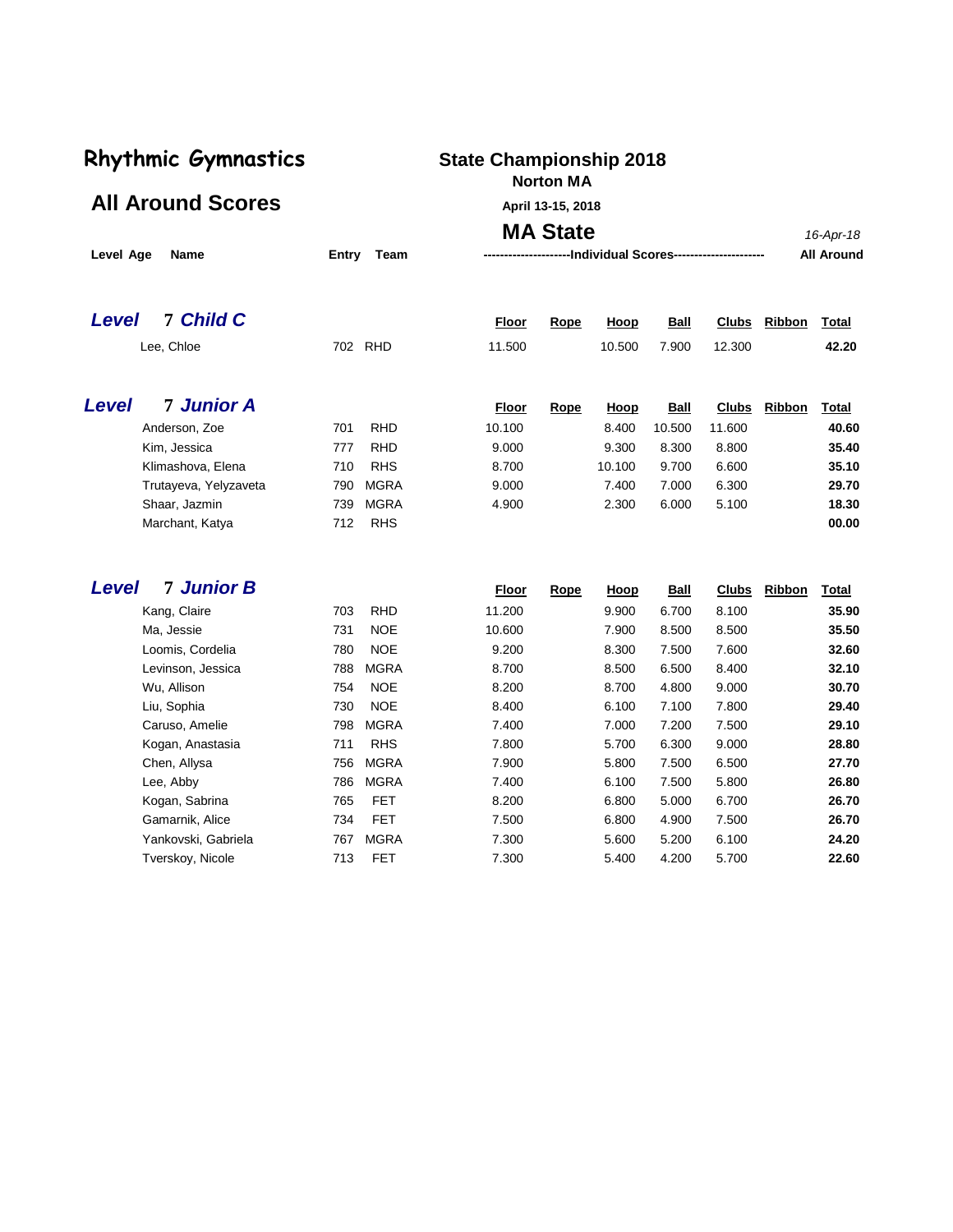# Rhythmic Gymnastics

## All Around Scores

**State Championship 2018**
**Norton MA**
**April 13-15, 2018**

## MA State

*16-Apr-18*

| Level | Age | Name | Entry | Team | Floor | Rope | Hoop | Ball | Clubs | Ribbon | Total |
|---|---|---|---|---|---|---|---|---|---|---|---|
| ***Level*** | 7 ***Child C*** | | | | | | | | | | |
| | | Lee, Chloe | 702 | RHD | 11.500 | | 10.500 | 7.900 | 12.300 | | **42.20** |
| ***Level*** | 7 ***Junior A*** | | | | | | | | | | |
| | | Anderson, Zoe | 701 | RHD | 10.100 | | 8.400 | 10.500 | 11.600 | | **40.60** |
| | | Kim, Jessica | 777 | RHD | 9.000 | | 9.300 | 8.300 | 8.800 | | **35.40** |
| | | Klimashova, Elena | 710 | RHS | 8.700 | | 10.100 | 9.700 | 6.600 | | **35.10** |
| | | Trutayeva, Yelyzaveta | 790 | MGRA | 9.000 | | 7.400 | 7.000 | 6.300 | | **29.70** |
| | | Shaar, Jazmin | 739 | MGRA | 4.900 | | 2.300 | 6.000 | 5.100 | | **18.30** |
| | | Marchant, Katya | 712 | RHS | | | | | | | **00.00** |
| ***Level*** | 7 ***Junior B*** | | | | | | | | | | |
| | | Kang, Claire | 703 | RHD | 11.200 | | 9.900 | 6.700 | 8.100 | | **35.90** |
| | | Ma, Jessie | 731 | NOE | 10.600 | | 7.900 | 8.500 | 8.500 | | **35.50** |
| | | Loomis, Cordelia | 780 | NOE | 9.200 | | 8.300 | 7.500 | 7.600 | | **32.60** |
| | | Levinson, Jessica | 788 | MGRA | 8.700 | | 8.500 | 6.500 | 8.400 | | **32.10** |
| | | Wu, Allison | 754 | NOE | 8.200 | | 8.700 | 4.800 | 9.000 | | **30.70** |
| | | Liu, Sophia | 730 | NOE | 8.400 | | 6.100 | 7.100 | 7.800 | | **29.40** |
| | | Caruso, Amelie | 798 | MGRA | 7.400 | | 7.000 | 7.200 | 7.500 | | **29.10** |
| | | Kogan, Anastasia | 711 | RHS | 7.800 | | 5.700 | 6.300 | 9.000 | | **28.80** |
| | | Chen, Allysa | 756 | MGRA | 7.900 | | 5.800 | 7.500 | 6.500 | | **27.70** |
| | | Lee, Abby | 786 | MGRA | 7.400 | | 6.100 | 7.500 | 5.800 | | **26.80** |
| | | Kogan, Sabrina | 765 | FET | 8.200 | | 6.800 | 5.000 | 6.700 | | **26.70** |
| | | Gamarnik, Alice | 734 | FET | 7.500 | | 6.800 | 4.900 | 7.500 | | **26.70** |
| | | Yankovski, Gabriela | 767 | MGRA | 7.300 | | 5.600 | 5.200 | 6.100 | | **24.20** |
| | | Tverskoy, Nicole | 713 | FET | 7.300 | | 5.400 | 4.200 | 5.700 | | **22.60** |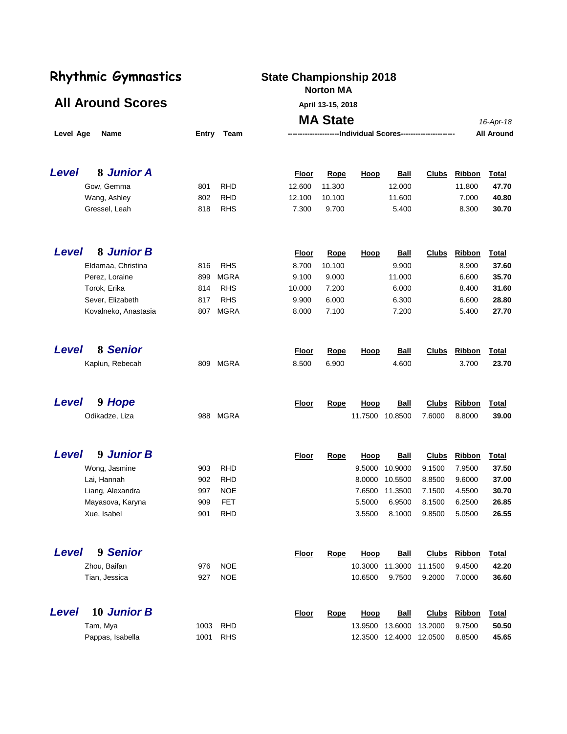# Rhythmic Gymnastics

## All Around Scores

**State Championship 2018**
**Norton MA**
**April 13-15, 2018**
**MA State**

*16-Apr-18*

| Level | Age | Name | Entry | Team | Floor | Rope | Hoop | Ball | Clubs | Ribbon | All Around Total |
|---|---|---|---|---|---|---|---|---|---|---|---|

### *Level 8 Junior A*

| Name | Entry | Team | Floor | Rope | Hoop | Ball | Clubs | Ribbon | Total |
|---|---|---|---|---|---|---|---|---|---|
| Gow, Gemma | 801 | RHD | 12.600 | 11.300 | | 12.000 | | 11.800 | **47.70** |
| Wang, Ashley | 802 | RHD | 12.100 | 10.100 | | 11.600 | | 7.000 | **40.80** |
| Gressel, Leah | 818 | RHS | 7.300 | 9.700 | | 5.400 | | 8.300 | **30.70** |

### *Level 8 Junior B*

| Name | Entry | Team | Floor | Rope | Hoop | Ball | Clubs | Ribbon | Total |
|---|---|---|---|---|---|---|---|---|---|
| Eldamaa, Christina | 816 | RHS | 8.700 | 10.100 | | 9.900 | | 8.900 | **37.60** |
| Perez, Loraine | 899 | MGRA | 9.100 | 9.000 | | 11.000 | | 6.600 | **35.70** |
| Torok, Erika | 814 | RHS | 10.000 | 7.200 | | 6.000 | | 8.400 | **31.60** |
| Sever, Elizabeth | 817 | RHS | 9.900 | 6.000 | | 6.300 | | 6.600 | **28.80** |
| Kovalneko, Anastasia | 807 | MGRA | 8.000 | 7.100 | | 7.200 | | 5.400 | **27.70** |

### *Level 8 Senior*

| Name | Entry | Team | Floor | Rope | Hoop | Ball | Clubs | Ribbon | Total |
|---|---|---|---|---|---|---|---|---|---|
| Kaplun, Rebecah | 809 | MGRA | 8.500 | 6.900 | | 4.600 | | 3.700 | **23.70** |

### *Level 9 Hope*

| Name | Entry | Team | Floor | Rope | Hoop | Ball | Clubs | Ribbon | Total |
|---|---|---|---|---|---|---|---|---|---|
| Odikadze, Liza | 988 | MGRA | | | 11.7500 | 10.8500 | 7.6000 | 8.8000 | **39.00** |

### *Level 9 Junior B*

| Name | Entry | Team | Floor | Rope | Hoop | Ball | Clubs | Ribbon | Total |
|---|---|---|---|---|---|---|---|---|---|
| Wong, Jasmine | 903 | RHD | | | 9.5000 | 10.9000 | 9.1500 | 7.9500 | **37.50** |
| Lai, Hannah | 902 | RHD | | | 8.0000 | 10.5500 | 8.8500 | 9.6000 | **37.00** |
| Liang, Alexandra | 997 | NOE | | | 7.6500 | 11.3500 | 7.1500 | 4.5500 | **30.70** |
| Mayasova, Karyna | 909 | FET | | | 5.5000 | 6.9500 | 8.1500 | 6.2500 | **26.85** |
| Xue, Isabel | 901 | RHD | | | 3.5500 | 8.1000 | 9.8500 | 5.0500 | **26.55** |

### *Level 9 Senior*

| Name | Entry | Team | Floor | Rope | Hoop | Ball | Clubs | Ribbon | Total |
|---|---|---|---|---|---|---|---|---|---|
| Zhou, Baifan | 976 | NOE | | | 10.3000 | 11.3000 | 11.1500 | 9.4500 | **42.20** |
| Tian, Jessica | 927 | NOE | | | 10.6500 | 9.7500 | 9.2000 | 7.0000 | **36.60** |

### *Level 10 Junior B*

| Name | Entry | Team | Floor | Rope | Hoop | Ball | Clubs | Ribbon | Total |
|---|---|---|---|---|---|---|---|---|---|
| Tam, Mya | 1003 | RHD | | | 13.9500 | 13.6000 | 13.2000 | 9.7500 | **50.50** |
| Pappas, Isabella | 1001 | RHS | | | 12.3500 | 12.4000 | 12.0500 | 8.8500 | **45.65** |